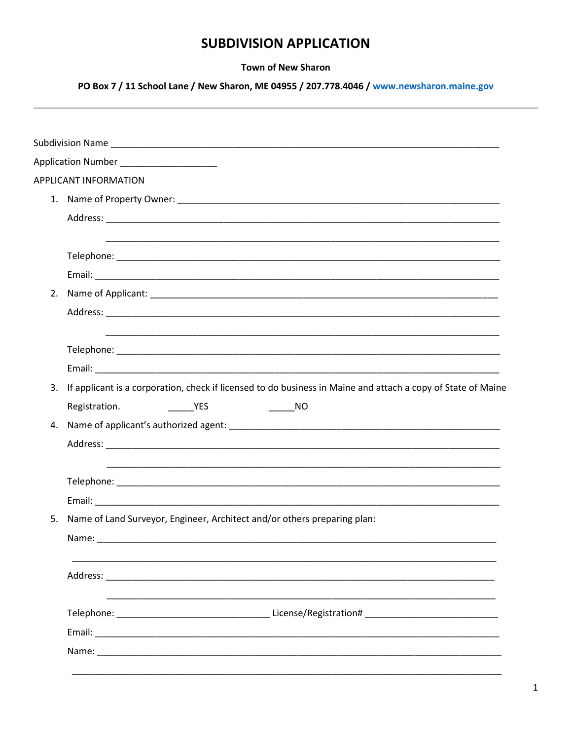# SUBDIVISION APPLICATION

**Town of New Sharon**

**PO Box 7 / 11 School Lane / New Sharon, ME 04955 / 207.778.4046 / www.newsharon.maine.gov**

---

Subdivision Name ______________________________________________________________________________

Application Number ___________________

APPLICANT INFORMATION

1. Name of Property Owner: _______________________________________________________________

   Address: ____________________________________________________________________________

   ____________________________________________________________________________

   Telephone: __________________________________________________________________________

   Email: ______________________________________________________________________________

2. Name of Applicant: ___________________________________________________________________

   Address: ____________________________________________________________________________

   ____________________________________________________________________________

   Telephone: __________________________________________________________________________

   Email: ______________________________________________________________________________

3. If applicant is a corporation, check if licensed to do business in Maine and attach a copy of State of Maine Registration. _____YES _____NO

4. Name of applicant's authorized agent: ____________________________________________________

   Address: ____________________________________________________________________________

   ____________________________________________________________________________

   Telephone: __________________________________________________________________________

   Email: ______________________________________________________________________________

5. Name of Land Surveyor, Engineer, Architect and/or others preparing plan:

   Name: ______________________________________________________________________________

   ______________________________________________________________________________

   Address: ____________________________________________________________________________

   ____________________________________________________________________________

   Telephone: ______________________________ License/Registration# __________________________

   Email: ______________________________________________________________________________

   Name: ______________________________________________________________________________

   ______________________________________________________________________________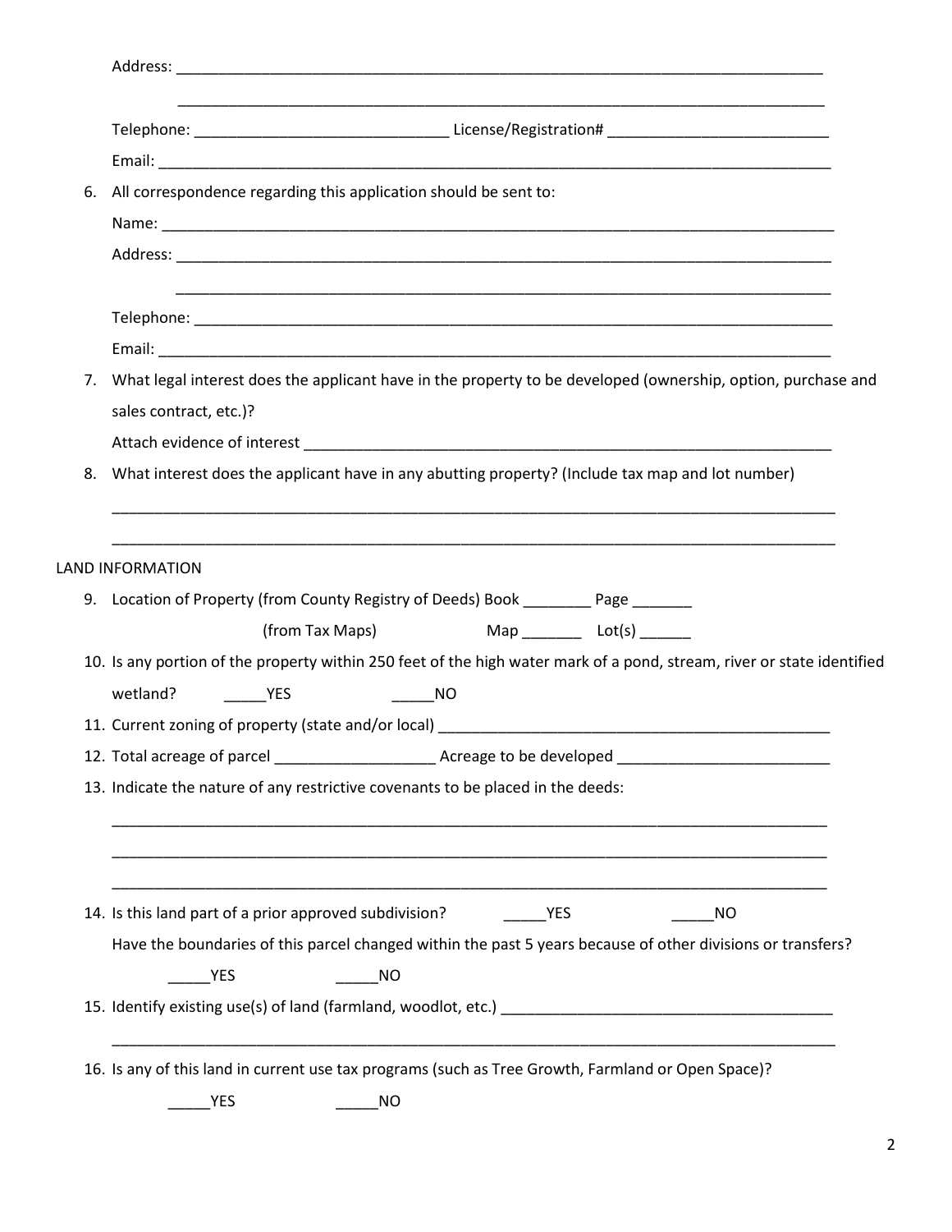Address: ______________________________________________________________________________

______________________________________________________________________________

Telephone: ______________________________ License/Registration# __________________________

Email: ___________________________________________________________________________________

6. All correspondence regarding this application should be sent to:

   Name: ___________________________________________________________________________________

   Address: ______________________________________________________________________________

   ______________________________________________________________________________

   Telephone: ______________________________________________________________________________

   Email: ___________________________________________________________________________________

7. What legal interest does the applicant have in the property to be developed (ownership, option, purchase and sales contract, etc.)?

   Attach evidence of interest _________________________________________________________________

8. What interest does the applicant have in any abutting property? (Include tax map and lot number)

   ___________________________________________________________________________________________

   ___________________________________________________________________________________________

LAND INFORMATION

9. Location of Property (from County Registry of Deeds) Book ________ Page _______

   (from Tax Maps) Map _______ Lot(s) ______

10. Is any portion of the property within 250 feet of the high water mark of a pond, stream, river or state identified wetland? _____YES _____NO

11. Current zoning of property (state and/or local) _______________________________________________

12. Total acreage of parcel ___________________ Acreage to be developed _________________________

13. Indicate the nature of any restrictive covenants to be placed in the deeds:

    ___________________________________________________________________________________________

    ___________________________________________________________________________________________

    ___________________________________________________________________________________________

14. Is this land part of a prior approved subdivision? _____YES _____NO

    Have the boundaries of this parcel changed within the past 5 years because of other divisions or transfers?

    _____YES _____NO

15. Identify existing use(s) of land (farmland, woodlot, etc.) _________________________________________

    ___________________________________________________________________________________________

16. Is any of this land in current use tax programs (such as Tree Growth, Farmland or Open Space)?

    _____YES _____NO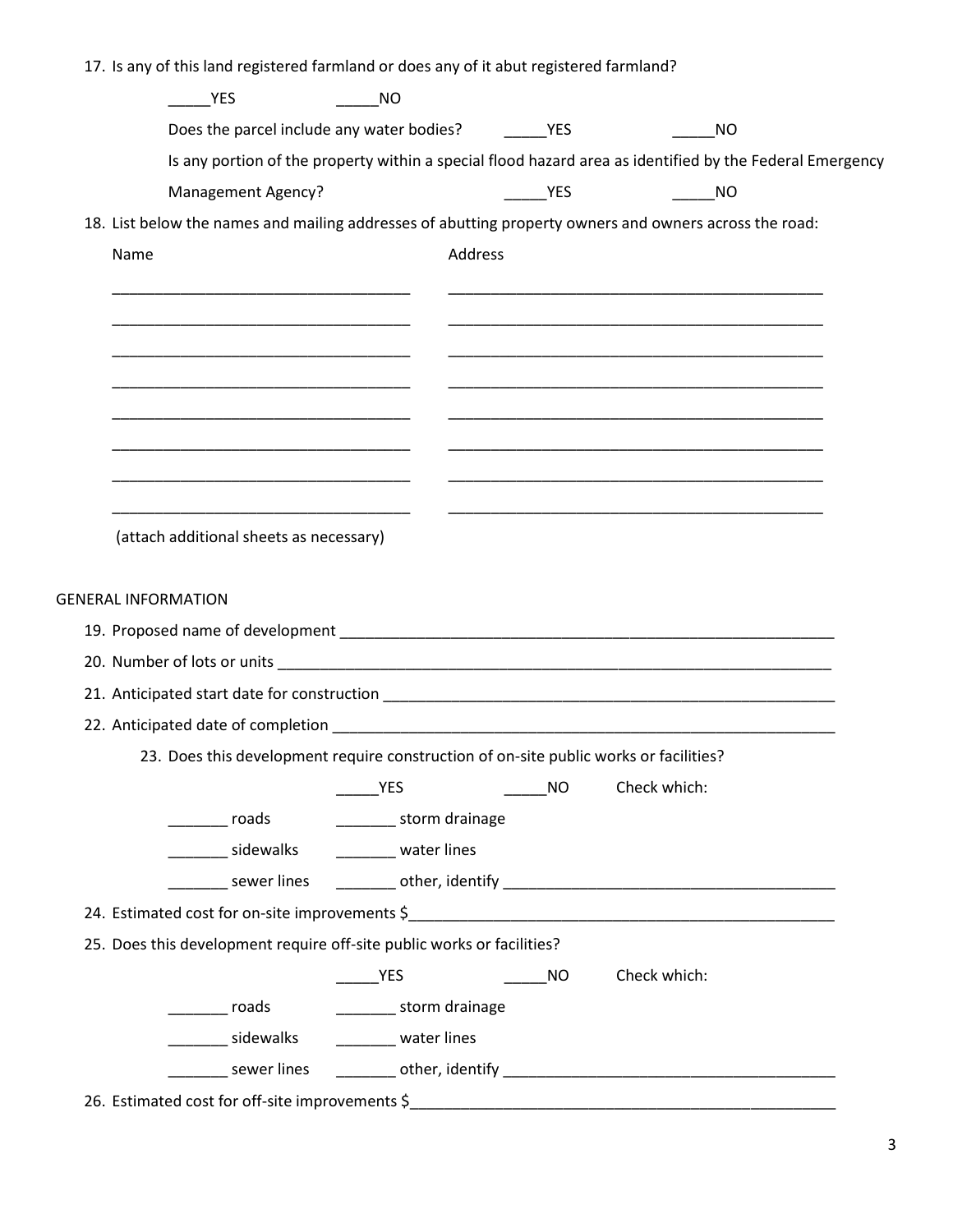17. Is any of this land registered farmland or does any of it abut registered farmland?

    _____YES _____NO

    Does the parcel include any water bodies? _____YES _____NO

    Is any portion of the property within a special flood hazard area as identified by the Federal Emergency Management Agency? _____YES _____NO

18. List below the names and mailing addresses of abutting property owners and owners across the road:

| Name | Address |
|---|---|
| ___________________________________ | _____________________________________________ |
| ___________________________________ | _____________________________________________ |
| ___________________________________ | _____________________________________________ |
| ___________________________________ | _____________________________________________ |
| ___________________________________ | _____________________________________________ |
| ___________________________________ | _____________________________________________ |
| ___________________________________ | _____________________________________________ |
| ___________________________________ | _____________________________________________ |

(attach additional sheets as necessary)

GENERAL INFORMATION

19. Proposed name of development ____________________________________________________________
20. Number of lots or units ____________________________________________________________________
21. Anticipated start date for construction ______________________________________________________
22. Anticipated date of completion _____________________________________________________________
23. Does this development require construction of on-site public works or facilities?

    _____YES _____NO Check which:

    _______ roads _______ storm drainage

    _______ sidewalks _______ water lines

    _______ sewer lines _______ other, identify _______________________________________

24. Estimated cost for on-site improvements $__________________________________________________
25. Does this development require off-site public works or facilities?

    _____YES _____NO Check which:

    _______ roads _______ storm drainage

    _______ sidewalks _______ water lines

    _______ sewer lines _______ other, identify _______________________________________

26. Estimated cost for off-site improvements $__________________________________________________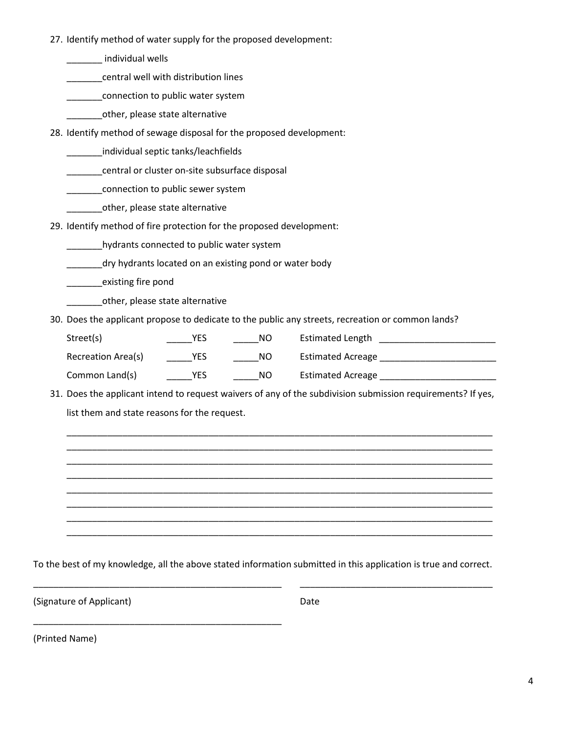27. Identify method of water supply for the proposed development:

    _______ individual wells

    _______central well with distribution lines

    _______connection to public water system

    _______other, please state alternative

28. Identify method of sewage disposal for the proposed development:

    _______individual septic tanks/leachfields

    _______central or cluster on-site subsurface disposal

    _______connection to public sewer system

    _______other, please state alternative

29. Identify method of fire protection for the proposed development:

    _______hydrants connected to public water system

    _______dry hydrants located on an existing pond or water body

    _______existing fire pond

    _______other, please state alternative

30. Does the applicant propose to dedicate to the public any streets, recreation or common lands?

| | | | |
|---|---|---|---|
| Street(s) | _____YES | _____NO | Estimated Length _______________________ |
| Recreation Area(s) | _____YES | _____NO | Estimated Acreage _______________________ |
| Common Land(s) | _____YES | _____NO | Estimated Acreage _______________________ |

31. Does the applicant intend to request waivers of any of the subdivision submission requirements? If yes, list them and state reasons for the request.

    ________________________________________________________________________________________

    ________________________________________________________________________________________

    ________________________________________________________________________________________

    ________________________________________________________________________________________

    ________________________________________________________________________________________

    ________________________________________________________________________________________

    ________________________________________________________________________________________

    ________________________________________________________________________________________

To the best of my knowledge, all the above stated information submitted in this application is true and correct.

___________________________________________________ ________________________________________

(Signature of Applicant) Date

___________________________________________________

(Printed Name)